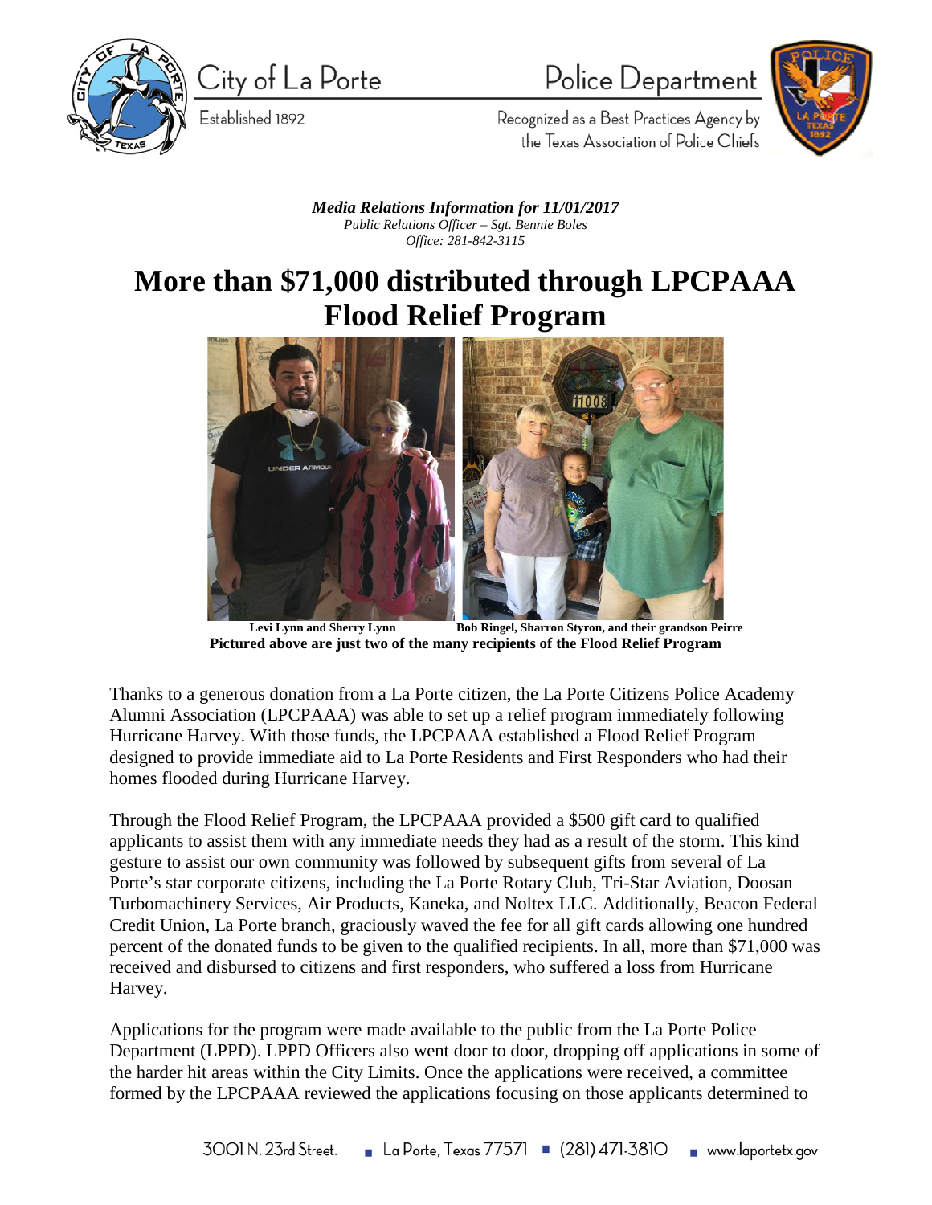City of La Porte

Established 1892

Police Department

Recognized as a Best Practices Agency by the Texas Association of Police Chiefs

***Media Relations Information for 11/01/2017***

*Public Relations Officer – Sgt. Bennie Boles*

*Office: 281-842-3115*

# More than $71,000 distributed through LPCPAAA Flood Relief Program

**Levi Lynn and Sherry Lynn** **Bob Ringel, Sharron Styron, and their grandson Peirre**

**Pictured above are just two of the many recipients of the Flood Relief Program**

Thanks to a generous donation from a La Porte citizen, the La Porte Citizens Police Academy Alumni Association (LPCPAAA) was able to set up a relief program immediately following Hurricane Harvey. With those funds, the LPCPAAA established a Flood Relief Program designed to provide immediate aid to La Porte Residents and First Responders who had their homes flooded during Hurricane Harvey.

Through the Flood Relief Program, the LPCPAAA provided a $500 gift card to qualified applicants to assist them with any immediate needs they had as a result of the storm. This kind gesture to assist our own community was followed by subsequent gifts from several of La Porte's star corporate citizens, including the La Porte Rotary Club, Tri-Star Aviation, Doosan Turbomachinery Services, Air Products, Kaneka, and Noltex LLC. Additionally, Beacon Federal Credit Union, La Porte branch, graciously waved the fee for all gift cards allowing one hundred percent of the donated funds to be given to the qualified recipients. In all, more than $71,000 was received and disbursed to citizens and first responders, who suffered a loss from Hurricane Harvey.

Applications for the program were made available to the public from the La Porte Police Department (LPPD). LPPD Officers also went door to door, dropping off applications in some of the harder hit areas within the City Limits. Once the applications were received, a committee formed by the LPCPAAA reviewed the applications focusing on those applicants determined to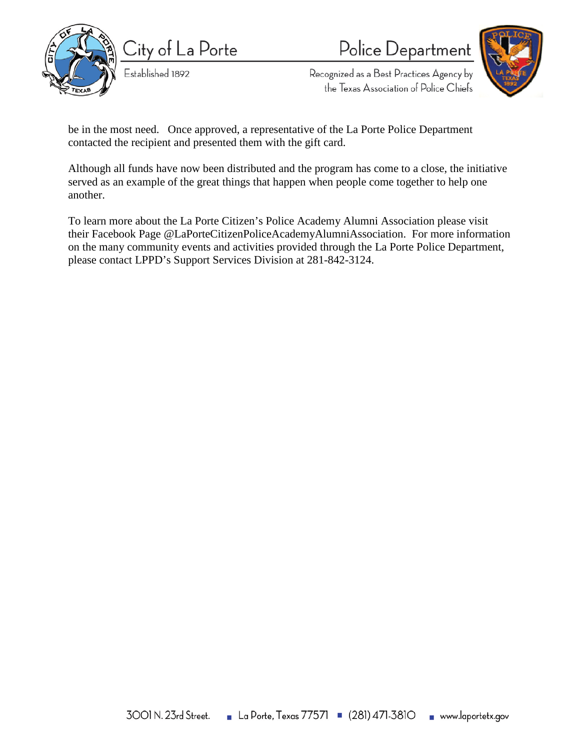be in the most need. Once approved, a representative of the La Porte Police Department contacted the recipient and presented them with the gift card.

Although all funds have now been distributed and the program has come to a close, the initiative served as an example of the great things that happen when people come together to help one another.

To learn more about the La Porte Citizen's Police Academy Alumni Association please visit their Facebook Page @LaPorteCitizenPoliceAcademyAlumniAssociation. For more information on the many community events and activities provided through the La Porte Police Department, please contact LPPD's Support Services Division at 281-842-3124.